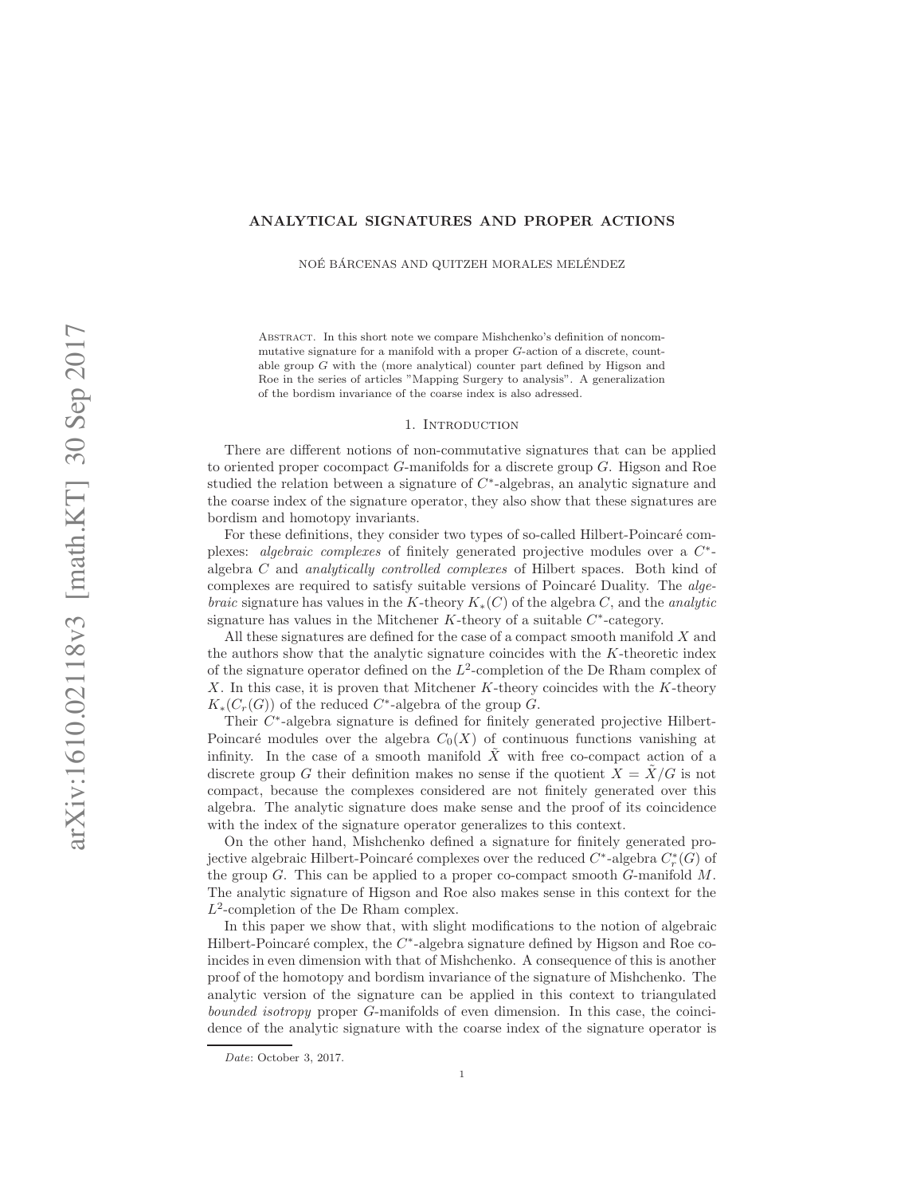# ANALYTICAL SIGNATURES AND PROPER ACTIONS

NOÉ BÁRCENAS AND QUITZEH MORALES MELÉNDEZ

Abstract. In this short note we compare Mishchenko's definition of noncommutative signature for a manifold with a proper $G$-action of a discrete, countable group $G$ with the (more analytical) counter part defined by Higson and Roe in the series of articles "Mapping Surgery to analysis". A generalization of the bordism invariance of the coarse index is also adressed.

## 1. Introduction

There are different notions of non-commutative signatures that can be applied to oriented proper cocompact $G$-manifolds for a discrete group $G$. Higson and Roe studied the relation between a signature of $C^*$-algebras, an analytic signature and the coarse index of the signature operator, they also show that these signatures are bordism and homotopy invariants.

For these definitions, they consider two types of so-called Hilbert-Poincaré complexes: *algebraic complexes* of finitely generated projective modules over a $C^*$-algebra $C$ and *analytically controlled complexes* of Hilbert spaces. Both kind of complexes are required to satisfy suitable versions of Poincaré Duality. The *algebraic* signature has values in the $K$-theory $K_*(C)$ of the algebra $C$, and the *analytic* signature has values in the Mitchener $K$-theory of a suitable $C^*$-category.

All these signatures are defined for the case of a compact smooth manifold $X$ and the authors show that the analytic signature coincides with the $K$-theoretic index of the signature operator defined on the $L^2$-completion of the De Rham complex of $X$. In this case, it is proven that Mitchener $K$-theory coincides with the $K$-theory $K_*(C_r(G))$ of the reduced $C^*$-algebra of the group $G$.

Their $C^*$-algebra signature is defined for finitely generated projective Hilbert-Poincaré modules over the algebra $C_0(X)$ of continuous functions vanishing at infinity. In the case of a smooth manifold $\tilde{X}$ with free co-compact action of a discrete group $G$ their definition makes no sense if the quotient $X = \tilde{X}/G$ is not compact, because the complexes considered are not finitely generated over this algebra. The analytic signature does make sense and the proof of its coincidence with the index of the signature operator generalizes to this context.

On the other hand, Mishchenko defined a signature for finitely generated projective algebraic Hilbert-Poincaré complexes over the reduced $C^*$-algebra $C^*_r(G)$ of the group $G$. This can be applied to a proper co-compact smooth $G$-manifold $M$. The analytic signature of Higson and Roe also makes sense in this context for the $L^2$-completion of the De Rham complex.

In this paper we show that, with slight modifications to the notion of algebraic Hilbert-Poincaré complex, the $C^*$-algebra signature defined by Higson and Roe coincides in even dimension with that of Mishchenko. A consequence of this is another proof of the homotopy and bordism invariance of the signature of Mishchenko. The analytic version of the signature can be applied in this context to triangulated *bounded isotropy* proper $G$-manifolds of even dimension. In this case, the coincidence of the analytic signature with the coarse index of the signature operator is

*Date*: October 3, 2017.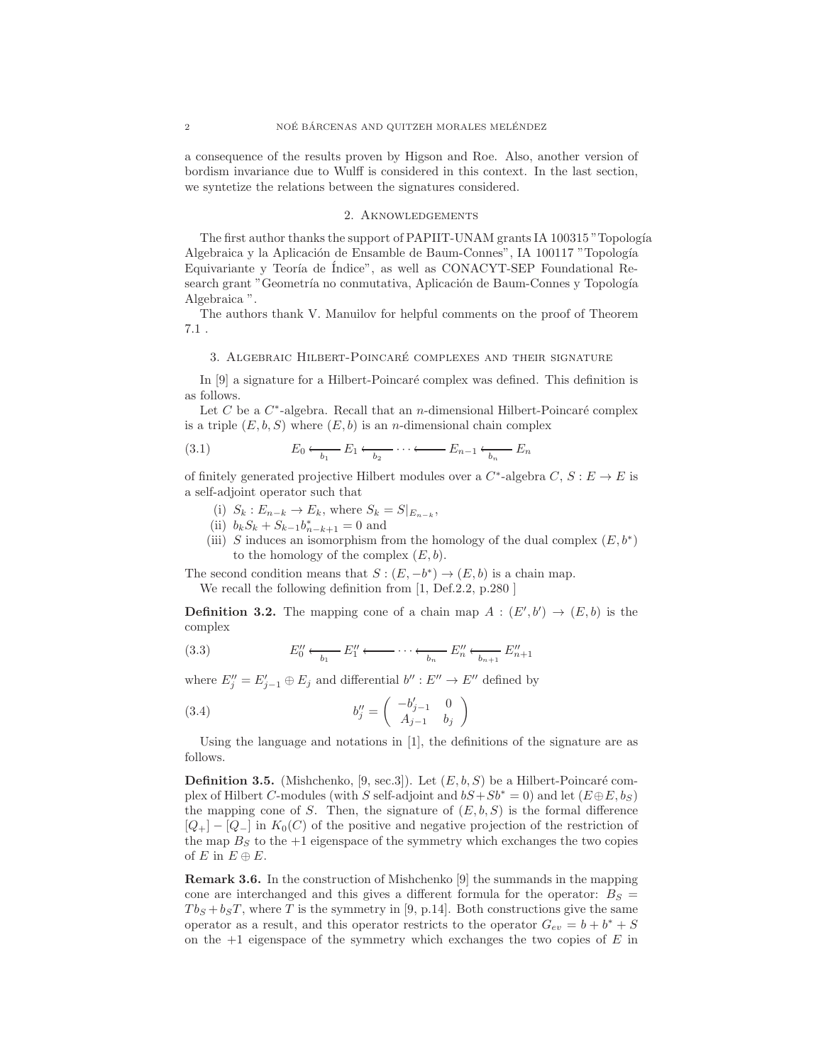a consequence of the results proven by Higson and Roe. Also, another version of bordism invariance due to Wulff is considered in this context. In the last section, we syntetize the relations between the signatures considered.

## 2. Aknowledgements

The first author thanks the support of PAPIIT-UNAM grants IA 100315 "Topología Algebraica y la Aplicación de Ensamble de Baum-Connes", IA 100117 "Topología Equivariante y Teoría de Índice", as well as CONACYT-SEP Foundational Research grant "Geometría no conmutativa, Aplicación de Baum-Connes y Topología Algebraica ".

The authors thank V. Manuilov for helpful comments on the proof of Theorem 7.1 .

## 3. Algebraic Hilbert-Poincaré complexes and their signature

In [9] a signature for a Hilbert-Poincaré complex was defined. This definition is as follows.

Let $C$ be a $C^*$-algebra. Recall that an $n$-dimensional Hilbert-Poincaré complex is a triple $(E, b, S)$ where $(E, b)$ is an $n$-dimensional chain complex

$$E_0 \xleftarrow[b_1]{} E_1 \xleftarrow[b_2]{} \cdots \xleftarrow{} E_{n-1} \xleftarrow[b_n]{} E_n \tag{3.1}$$

of finitely generated projective Hilbert modules over a $C^*$-algebra $C$, $S : E \to E$ is a self-adjoint operator such that

(i) $S_k : E_{n-k} \to E_k$, where $S_k = S|_{E_{n-k}}$,
(ii) $b_k S_k + S_{k-1} b^*_{n-k+1} = 0$ and
(iii) $S$ induces an isomorphism from the homology of the dual complex $(E, b^*)$ to the homology of the complex $(E, b)$.

The second condition means that $S : (E, -b^*) \to (E, b)$ is a chain map.

We recall the following definition from [1, Def.2.2, p.280 ]

**Definition 3.2.** The mapping cone of a chain map $A : (E', b') \to (E, b)$ is the complex

$$E''_0 \xleftarrow[b_1]{} E''_1 \xleftarrow{} \cdots \xleftarrow[b_n]{} E''_n \xleftarrow[b_{n+1}]{} E''_{n+1} \tag{3.3}$$

where $E''_j = E'_{j-1} \oplus E_j$ and differential $b'' : E'' \to E''$ defined by

$$b''_j = \begin{pmatrix} -b'_{j-1} & 0 \\ A_{j-1} & b_j \end{pmatrix} \tag{3.4}$$

Using the language and notations in [1], the definitions of the signature are as follows.

**Definition 3.5.** (Mishchenko, [9, sec.3]). Let $(E, b, S)$ be a Hilbert-Poincaré complex of Hilbert $C$-modules (with $S$ self-adjoint and $bS + Sb^* = 0$) and let $(E \oplus E, b_S)$ the mapping cone of $S$. Then, the signature of $(E, b, S)$ is the formal difference $[Q_+] - [Q_-]$ in $K_0(C)$ of the positive and negative projection of the restriction of the map $B_S$ to the $+1$ eigenspace of the symmetry which exchanges the two copies of $E$ in $E \oplus E$.

**Remark 3.6.** In the construction of Mishchenko [9] the summands in the mapping cone are interchanged and this gives a different formula for the operator: $B_S = Tb_S + b_S T$, where $T$ is the symmetry in [9, p.14]. Both constructions give the same operator as a result, and this operator restricts to the operator $G_{ev} = b + b^* + S$ on the $+1$ eigenspace of the symmetry which exchanges the two copies of $E$ in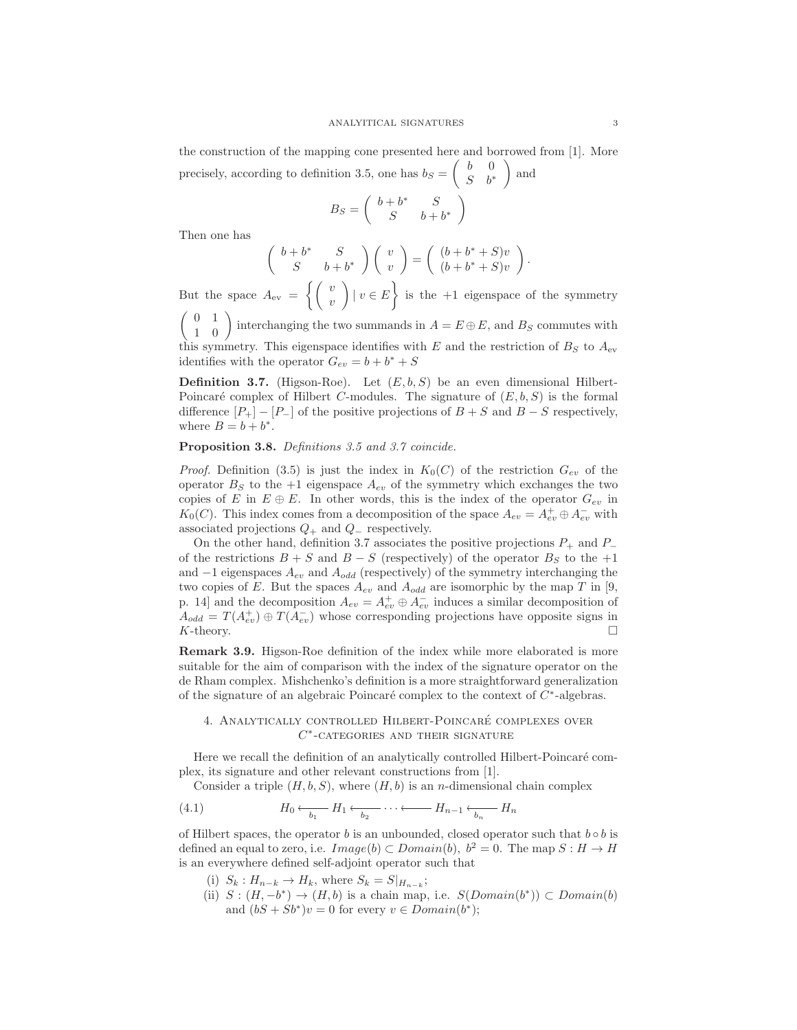the construction of the mapping cone presented here and borrowed from [1]. More precisely, according to definition 3.5, one has $b_S = \begin{pmatrix} b & 0 \\ S & b^* \end{pmatrix}$ and

$$B_S = \begin{pmatrix} b + b^* & S \\ S & b + b^* \end{pmatrix}$$

Then one has

$$\begin{pmatrix} b + b^* & S \\ S & b + b^* \end{pmatrix} \begin{pmatrix} v \\ v \end{pmatrix} = \begin{pmatrix} (b + b^* + S)v \\ (b + b^* + S)v \end{pmatrix}.$$

But the space $A_{\text{ev}} = \left\{ \begin{pmatrix} v \\ v \end{pmatrix} \mid v \in E \right\}$ is the $+1$ eigenspace of the symmetry $\begin{pmatrix} 0 & 1 \\ 1 & 0 \end{pmatrix}$ interchanging the two summands in $A = E \oplus E$, and $B_S$ commutes with this symmetry. This eigenspace identifies with $E$ and the restriction of $B_S$ to $A_{\text{ev}}$ identifies with the operator $G_{ev} = b + b^* + S$

**Definition 3.7.** (Higson-Roe). Let $(E, b, S)$ be an even dimensional Hilbert-Poincaré complex of Hilbert $C$-modules. The signature of $(E, b, S)$ is the formal difference $[P_+] - [P_-]$ of the positive projections of $B + S$ and $B - S$ respectively, where $B = b + b^*$.

**Proposition 3.8.** *Definitions 3.5 and 3.7 coincide.*

*Proof.* Definition (3.5) is just the index in $K_0(C)$ of the restriction $G_{ev}$ of the operator $B_S$ to the $+1$ eigenspace $A_{ev}$ of the symmetry which exchanges the two copies of $E$ in $E \oplus E$. In other words, this is the index of the operator $G_{ev}$ in $K_0(C)$. This index comes from a decomposition of the space $A_{ev} = A_{ev}^+ \oplus A_{ev}^-$ with associated projections $Q_+$ and $Q_-$ respectively.

On the other hand, definition 3.7 associates the positive projections $P_+$ and $P_-$ of the restrictions $B + S$ and $B - S$ (respectively) of the operator $B_S$ to the $+1$ and $-1$ eigenspaces $A_{ev}$ and $A_{odd}$ (respectively) of the symmetry interchanging the two copies of $E$. But the spaces $A_{ev}$ and $A_{odd}$ are isomorphic by the map $T$ in [9, p. 14] and the decomposition $A_{ev} = A_{ev}^+ \oplus A_{ev}^-$ induces a similar decomposition of $A_{odd} = T(A_{ev}^+) \oplus T(A_{ev}^-)$ whose corresponding projections have opposite signs in $K$-theory. □

**Remark 3.9.** Higson-Roe definition of the index while more elaborated is more suitable for the aim of comparison with the index of the signature operator on the de Rham complex. Mishchenko's definition is a more straightforward generalization of the signature of an algebraic Poincaré complex to the context of $C^*$-algebras.

## 4. Analytically controlled Hilbert-Poincaré complexes over $C^*$-categories and their signature

Here we recall the definition of an analytically controlled Hilbert-Poincaré complex, its signature and other relevant constructions from [1].

Consider a triple $(H, b, S)$, where $(H, b)$ is an $n$-dimensional chain complex

$$H_0 \xleftarrow{b_1} H_1 \xleftarrow{b_2} \cdots \longleftarrow H_{n-1} \xleftarrow{b_n} H_n \tag{4.1}$$

of Hilbert spaces, the operator $b$ is an unbounded, closed operator such that $b \circ b$ is defined an equal to zero, i.e. $Image(b) \subset Domain(b)$, $b^2 = 0$. The map $S : H \to H$ is an everywhere defined self-adjoint operator such that

(i) $S_k : H_{n-k} \to H_k$, where $S_k = S|_{H_{n-k}}$;

(ii) $S : (H, -b^*) \to (H, b)$ is a chain map, i.e. $S(Domain(b^*)) \subset Domain(b)$ and $(bS + Sb^*)v = 0$ for every $v \in Domain(b^*)$;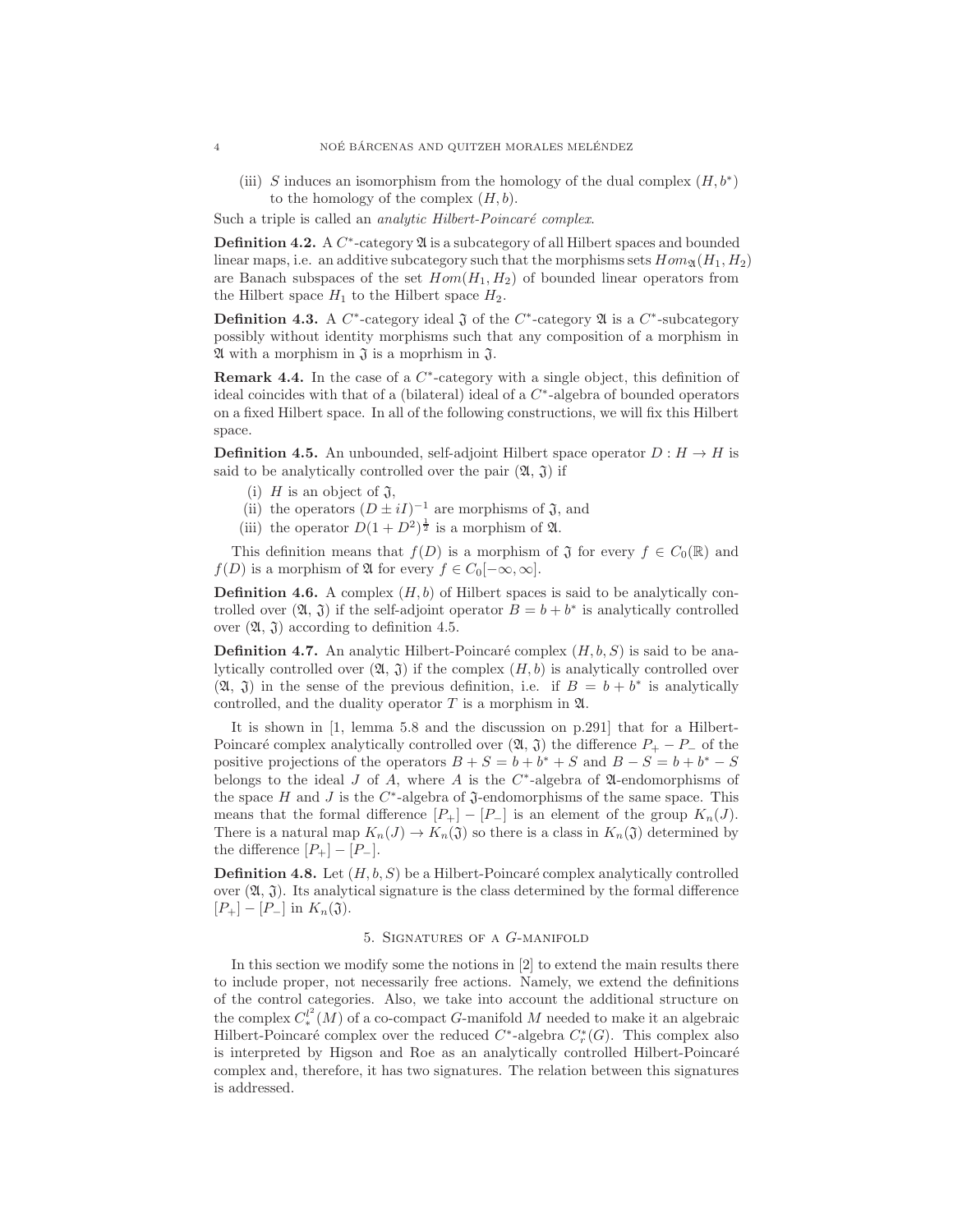(iii) $S$ induces an isomorphism from the homology of the dual complex $(H, b^*)$ to the homology of the complex $(H, b)$.

Such a triple is called an *analytic Hilbert-Poincaré complex*.

**Definition 4.2.** A $C^*$-category $\mathfrak{A}$ is a subcategory of all Hilbert spaces and bounded linear maps, i.e. an additive subcategory such that the morphisms sets $Hom_{\mathfrak{A}}(H_1, H_2)$ are Banach subspaces of the set $Hom(H_1, H_2)$ of bounded linear operators from the Hilbert space $H_1$ to the Hilbert space $H_2$.

**Definition 4.3.** A $C^*$-category ideal $\mathfrak{J}$ of the $C^*$-category $\mathfrak{A}$ is a $C^*$-subcategory possibly without identity morphisms such that any composition of a morphism in $\mathfrak{A}$ with a morphism in $\mathfrak{J}$ is a moprhism in $\mathfrak{J}$.

**Remark 4.4.** In the case of a $C^*$-category with a single object, this definition of ideal coincides with that of a (bilateral) ideal of a $C^*$-algebra of bounded operators on a fixed Hilbert space. In all of the following constructions, we will fix this Hilbert space.

**Definition 4.5.** An unbounded, self-adjoint Hilbert space operator $D : H \to H$ is said to be analytically controlled over the pair $(\mathfrak{A}, \mathfrak{J})$ if

(i) $H$ is an object of $\mathfrak{J}$,
(ii) the operators $(D \pm iI)^{-1}$ are morphisms of $\mathfrak{J}$, and
(iii) the operator $D(1 + D^2)^{\frac{1}{2}}$ is a morphism of $\mathfrak{A}$.

This definition means that $f(D)$ is a morphism of $\mathfrak{J}$ for every $f \in C_0(\mathbb{R})$ and $f(D)$ is a morphism of $\mathfrak{A}$ for every $f \in C_0[-\infty, \infty]$.

**Definition 4.6.** A complex $(H, b)$ of Hilbert spaces is said to be analytically controlled over $(\mathfrak{A}, \mathfrak{J})$ if the self-adjoint operator $B = b + b^*$ is analytically controlled over $(\mathfrak{A}, \mathfrak{J})$ according to definition 4.5.

**Definition 4.7.** An analytic Hilbert-Poincaré complex $(H, b, S)$ is said to be analytically controlled over $(\mathfrak{A}, \mathfrak{J})$ if the complex $(H, b)$ is analytically controlled over $(\mathfrak{A}, \mathfrak{J})$ in the sense of the previous definition, i.e. if $B = b + b^*$ is analytically controlled, and the duality operator $T$ is a morphism in $\mathfrak{A}$.

It is shown in [1, lemma 5.8 and the discussion on p.291] that for a Hilbert-Poincaré complex analytically controlled over $(\mathfrak{A}, \mathfrak{J})$ the difference $P_+ - P_-$ of the positive projections of the operators $B + S = b + b^* + S$ and $B - S = b + b^* - S$ belongs to the ideal $J$ of $A$, where $A$ is the $C^*$-algebra of $\mathfrak{A}$-endomorphisms of the space $H$ and $J$ is the $C^*$-algebra of $\mathfrak{J}$-endomorphisms of the same space. This means that the formal difference $[P_+] - [P_-]$ is an element of the group $K_n(J)$. There is a natural map $K_n(J) \to K_n(\mathfrak{J})$ so there is a class in $K_n(\mathfrak{J})$ determined by the difference $[P_+] - [P_-]$.

**Definition 4.8.** Let $(H, b, S)$ be a Hilbert-Poincaré complex analytically controlled over $(\mathfrak{A}, \mathfrak{J})$. Its analytical signature is the class determined by the formal difference $[P_+] - [P_-]$ in $K_n(\mathfrak{J})$.

## 5. Signatures of a $G$-manifold

In this section we modify some the notions in [2] to extend the main results there to include proper, not necessarily free actions. Namely, we extend the definitions of the control categories. Also, we take into account the additional structure on the complex $C_*^{l^2}(M)$ of a co-compact $G$-manifold $M$ needed to make it an algebraic Hilbert-Poincaré complex over the reduced $C^*$-algebra $C_r^*(G)$. This complex also is interpreted by Higson and Roe as an analytically controlled Hilbert-Poincaré complex and, therefore, it has two signatures. The relation between this signatures is addressed.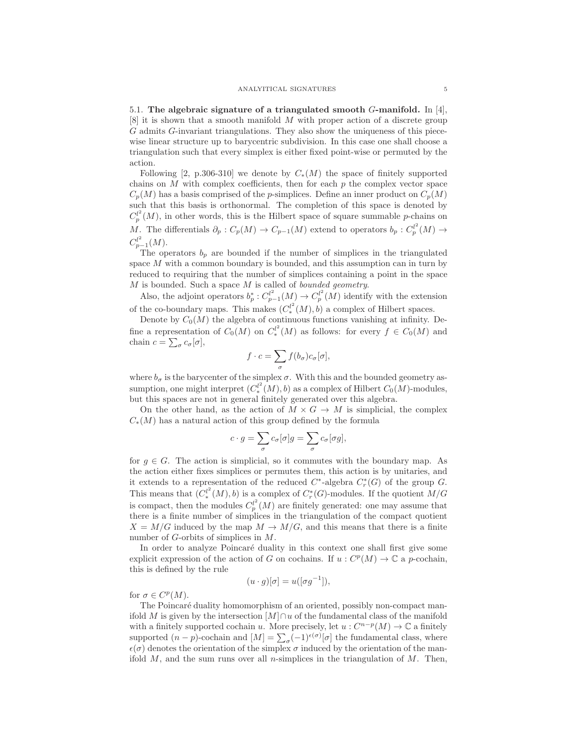5.1. **The algebraic signature of a triangulated smooth $G$-manifold.** In [4], [8] it is shown that a smooth manifold $M$ with proper action of a discrete group $G$ admits $G$-invariant triangulations. They also show the uniqueness of this piecewise linear structure up to barycentric subdivision. In this case one shall choose a triangulation such that every simplex is either fixed point-wise or permuted by the action.

Following [2, p.306-310] we denote by $C_*(M)$ the space of finitely supported chains on $M$ with complex coefficients, then for each $p$ the complex vector space $C_p(M)$ has a basis comprised of the $p$-simplices. Define an inner product on $C_p(M)$ such that this basis is orthonormal. The completion of this space is denoted by $C_p^{l^2}(M)$, in other words, this is the Hilbert space of square summable $p$-chains on $M$. The differentials $\partial_p : C_p(M) \to C_{p-1}(M)$ extend to operators $b_p : C_p^{l^2}(M) \to C_{p-1}^{l^2}(M)$.

The operators $b_p$ are bounded if the number of simplices in the triangulated space $M$ with a common boundary is bounded, and this assumption can in turn by reduced to requiring that the number of simplices containing a point in the space $M$ is bounded. Such a space $M$ is called of *bounded geometry*.

Also, the adjoint operators $b_p^* : C_{p-1}^{l^2}(M) \to C_p^{l^2}(M)$ identify with the extension of the co-boundary maps. This makes $(C_*^{l^2}(M), b)$ a complex of Hilbert spaces.

Denote by $C_0(M)$ the algebra of continuous functions vanishing at infinity. Define a representation of $C_0(M)$ on $C_*^{l^2}(M)$ as follows: for every $f \in C_0(M)$ and chain $c = \sum_\sigma c_\sigma[\sigma]$,

$$f \cdot c = \sum_\sigma f(b_\sigma) c_\sigma [\sigma],$$

where $b_\sigma$ is the barycenter of the simplex $\sigma$. With this and the bounded geometry assumption, one might interpret $(C_*^{l^2}(M), b)$ as a complex of Hilbert $C_0(M)$-modules, but this spaces are not in general finitely generated over this algebra.

On the other hand, as the action of $M \times G \to M$ is simplicial, the complex $C_*(M)$ has a natural action of this group defined by the formula

$$c \cdot g = \sum_\sigma c_\sigma [\sigma] g = \sum_\sigma c_\sigma [\sigma g],$$

for $g \in G$. The action is simplicial, so it commutes with the boundary map. As the action either fixes simplices or permutes them, this action is by unitaries, and it extends to a representation of the reduced $C^*$-algebra $C_r^*(G)$ of the group $G$. This means that $(C_*^{l^2}(M), b)$ is a complex of $C_r^*(G)$-modules. If the quotient $M/G$ is compact, then the modules $C_p^{l^2}(M)$ are finitely generated: one may assume that there is a finite number of simplices in the triangulation of the compact quotient $X = M/G$ induced by the map $M \to M/G$, and this means that there is a finite number of $G$-orbits of simplices in $M$.

In order to analyze Poincaré duality in this context one shall first give some explicit expression of the action of $G$ on cochains. If $u : C^p(M) \to \mathbb{C}$ a $p$-cochain, this is defined by the rule

$$(u \cdot g)[\sigma] = u([\sigma g^{-1}]),$$

for $\sigma \in C^p(M)$.

The Poincaré duality homomorphism of an oriented, possibly non-compact manifold $M$ is given by the intersection $[M] \cap u$ of the fundamental class of the manifold with a finitely supported cochain $u$. More precisely, let $u : C^{n-p}(M) \to \mathbb{C}$ a finitely supported $(n-p)$-cochain and $[M] = \sum_\sigma (-1)^{\epsilon(\sigma)}[\sigma]$ the fundamental class, where $\epsilon(\sigma)$ denotes the orientation of the simplex $\sigma$ induced by the orientation of the manifold $M$, and the sum runs over all $n$-simplices in the triangulation of $M$. Then,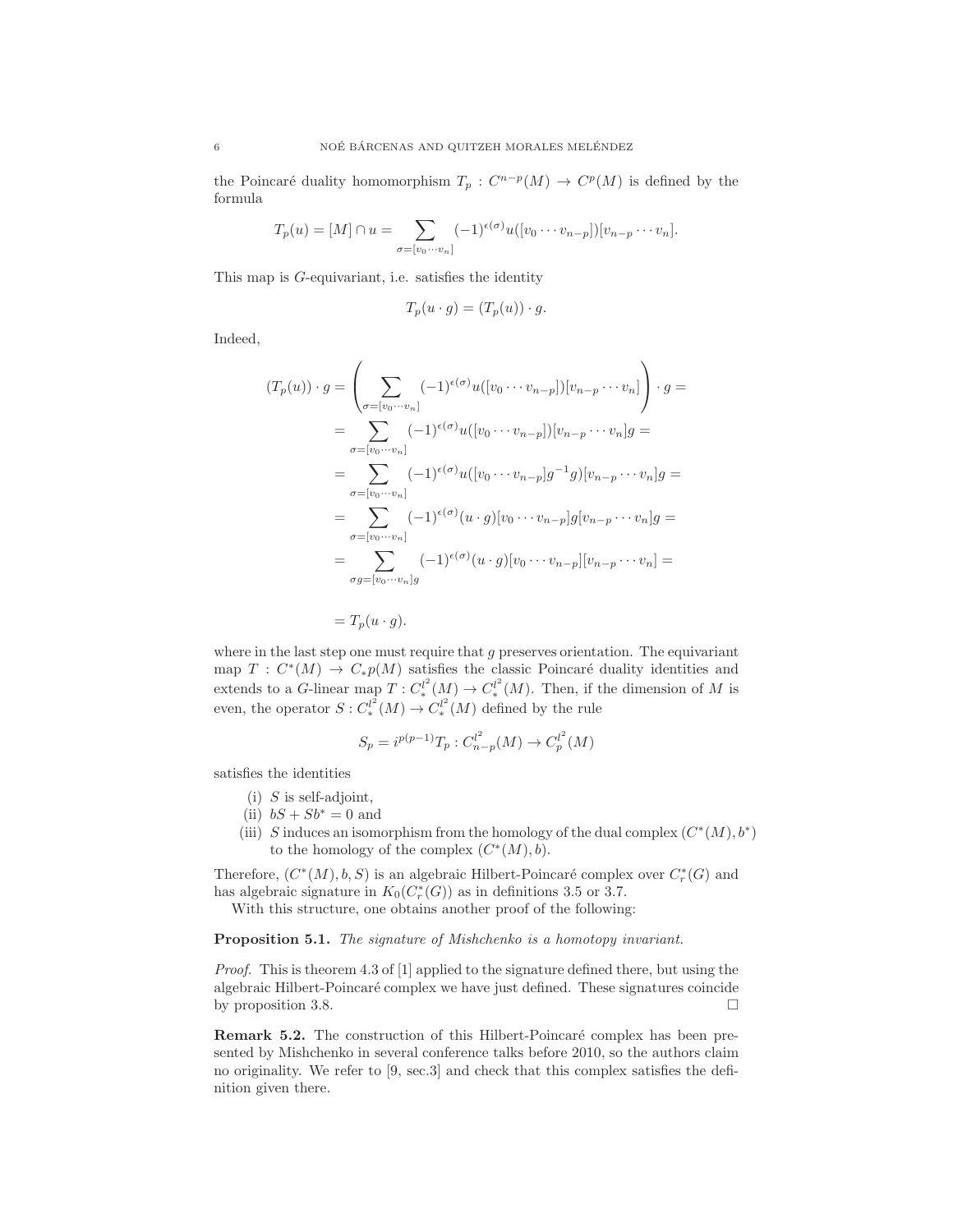the Poincaré duality homomorphism $T_p : C^{n-p}(M) \to C^p(M)$ is defined by the formula

$$T_p(u) = [M] \cap u = \sum_{\sigma=[v_0 \cdots v_n]} (-1)^{\epsilon(\sigma)} u([v_0 \cdots v_{n-p}])[v_{n-p} \cdots v_n].$$

This map is $G$-equivariant, i.e. satisfies the identity

$$T_p(u \cdot g) = (T_p(u)) \cdot g.$$

Indeed,

$$\begin{aligned}
(T_p(u)) \cdot g &= \left( \sum_{\sigma=[v_0 \cdots v_n]} (-1)^{\epsilon(\sigma)} u([v_0 \cdots v_{n-p}])[v_{n-p} \cdots v_n] \right) \cdot g = \\
&= \sum_{\sigma=[v_0 \cdots v_n]} (-1)^{\epsilon(\sigma)} u([v_0 \cdots v_{n-p}])[v_{n-p} \cdots v_n]g = \\
&= \sum_{\sigma=[v_0 \cdots v_n]} (-1)^{\epsilon(\sigma)} u([v_0 \cdots v_{n-p}]g^{-1}g)[v_{n-p} \cdots v_n]g = \\
&= \sum_{\sigma=[v_0 \cdots v_n]} (-1)^{\epsilon(\sigma)} (u \cdot g)[v_0 \cdots v_{n-p}]g[v_{n-p} \cdots v_n]g = \\
&= \sum_{\sigma g=[v_0 \cdots v_n]g} (-1)^{\epsilon(\sigma)} (u \cdot g)[v_0 \cdots v_{n-p}][v_{n-p} \cdots v_n] = \\
&= T_p(u \cdot g).
\end{aligned}$$

where in the last step one must require that $g$ preserves orientation. The equivariant map $T : C^*(M) \to C_*p(M)$ satisfies the classic Poincaré duality identities and extends to a $G$-linear map $T : C^{l^2}_*(M) \to C^{l^2}_*(M)$. Then, if the dimension of $M$ is even, the operator $S : C^{l^2}_*(M) \to C^{l^2}_*(M)$ defined by the rule

$$S_p = i^{p(p-1)} T_p : C^{l^2}_{n-p}(M) \to C^{l^2}_p(M)$$

satisfies the identities

(i) $S$ is self-adjoint,
(ii) $bS + Sb^* = 0$ and
(iii) $S$ induces an isomorphism from the homology of the dual complex $(C^*(M), b^*)$ to the homology of the complex $(C^*(M), b)$.

Therefore, $(C^*(M), b, S)$ is an algebraic Hilbert-Poincaré complex over $C^*_r(G)$ and has algebraic signature in $K_0(C^*_r(G))$ as in definitions 3.5 or 3.7.

With this structure, one obtains another proof of the following:

**Proposition 5.1.** *The signature of Mishchenko is a homotopy invariant.*

*Proof.* This is theorem 4.3 of [1] applied to the signature defined there, but using the algebraic Hilbert-Poincaré complex we have just defined. These signatures coincide by proposition 3.8. □

**Remark 5.2.** The construction of this Hilbert-Poincaré complex has been presented by Mishchenko in several conference talks before 2010, so the authors claim no originality. We refer to [9, sec.3] and check that this complex satisfies the definition given there.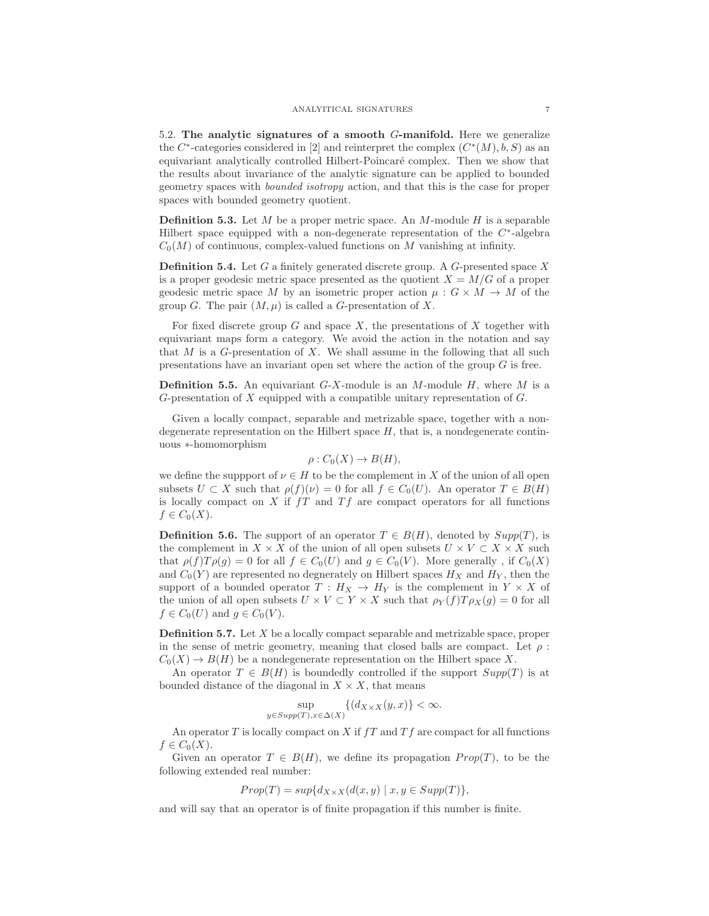5.2. **The analytic signatures of a smooth $G$-manifold.** Here we generalize the $C^*$-categories considered in [2] and reinterpret the complex $(C^*(M), b, S)$ as an equivariant analytically controlled Hilbert-Poincaré complex. Then we show that the results about invariance of the analytic signature can be applied to bounded geometry spaces with *bounded isotropy* action, and that this is the case for proper spaces with bounded geometry quotient.

**Definition 5.3.** Let $M$ be a proper metric space. An $M$-module $H$ is a separable Hilbert space equipped with a non-degenerate representation of the $C^*$-algebra $C_0(M)$ of continuous, complex-valued functions on $M$ vanishing at infinity.

**Definition 5.4.** Let $G$ a finitely generated discrete group. A $G$-presented space $X$ is a proper geodesic metric space presented as the quotient $X = M/G$ of a proper geodesic metric space $M$ by an isometric proper action $\mu : G \times M \to M$ of the group $G$. The pair $(M, \mu)$ is called a $G$-presentation of $X$.

For fixed discrete group $G$ and space $X$, the presentations of $X$ together with equivariant maps form a category. We avoid the action in the notation and say that $M$ is a $G$-presentation of $X$. We shall assume in the following that all such presentations have an invariant open set where the action of the group $G$ is free.

**Definition 5.5.** An equivariant $G$-$X$-module is an $M$-module $H$, where $M$ is a $G$-presentation of $X$ equipped with a compatible unitary representation of $G$.

Given a locally compact, separable and metrizable space, together with a non-degenerate representation on the Hilbert space $H$, that is, a nondegenerate continuous $*$-homomorphism

$$\rho : C_0(X) \to B(H),$$

we define the suppport of $\nu \in H$ to be the complement in $X$ of the union of all open subsets $U \subset X$ such that $\rho(f)(\nu) = 0$ for all $f \in C_0(U)$. An operator $T \in B(H)$ is locally compact on $X$ if $fT$ and $Tf$ are compact operators for all functions $f \in C_0(X)$.

**Definition 5.6.** The support of an operator $T \in B(H)$, denoted by $Supp(T)$, is the complement in $X \times X$ of the union of all open subsets $U \times V \subset X \times X$ such that $\rho(f)T\rho(g) = 0$ for all $f \in C_0(U)$ and $g \in C_0(V)$. More generally , if $C_0(X)$ and $C_0(Y)$ are represented no degnerately on Hilbert spaces $H_X$ and $H_Y$, then the support of a bounded operator $T : H_X \to H_Y$ is the complement in $Y \times X$ of the union of all open subsets $U \times V \subset Y \times X$ such that $\rho_Y(f)T\rho_X(g) = 0$ for all $f \in C_0(U)$ and $g \in C_0(V)$.

**Definition 5.7.** Let $X$ be a locally compact separable and metrizable space, proper in the sense of metric geometry, meaning that closed balls are compact. Let $\rho : C_0(X) \to B(H)$ be a nondegenerate representation on the Hilbert space $X$.

An operator $T \in B(H)$ is boundedly controlled if the support $Supp(T)$ is at bounded distance of the diagonal in $X \times X$, that means

$$\sup_{y \in Supp(T), x \in \Delta(X)} \{(d_{X \times X}(y, x)\} < \infty.$$

An operator $T$ is locally compact on $X$ if $fT$ and $Tf$ are compact for all functions $f \in C_0(X)$.

Given an operator $T \in B(H)$, we define its propagation $Prop(T)$, to be the following extended real number:

$$Prop(T) = sup\{d_{X \times X}(d(x, y) \mid x, y \in Supp(T)\},$$

and will say that an operator is of finite propagation if this number is finite.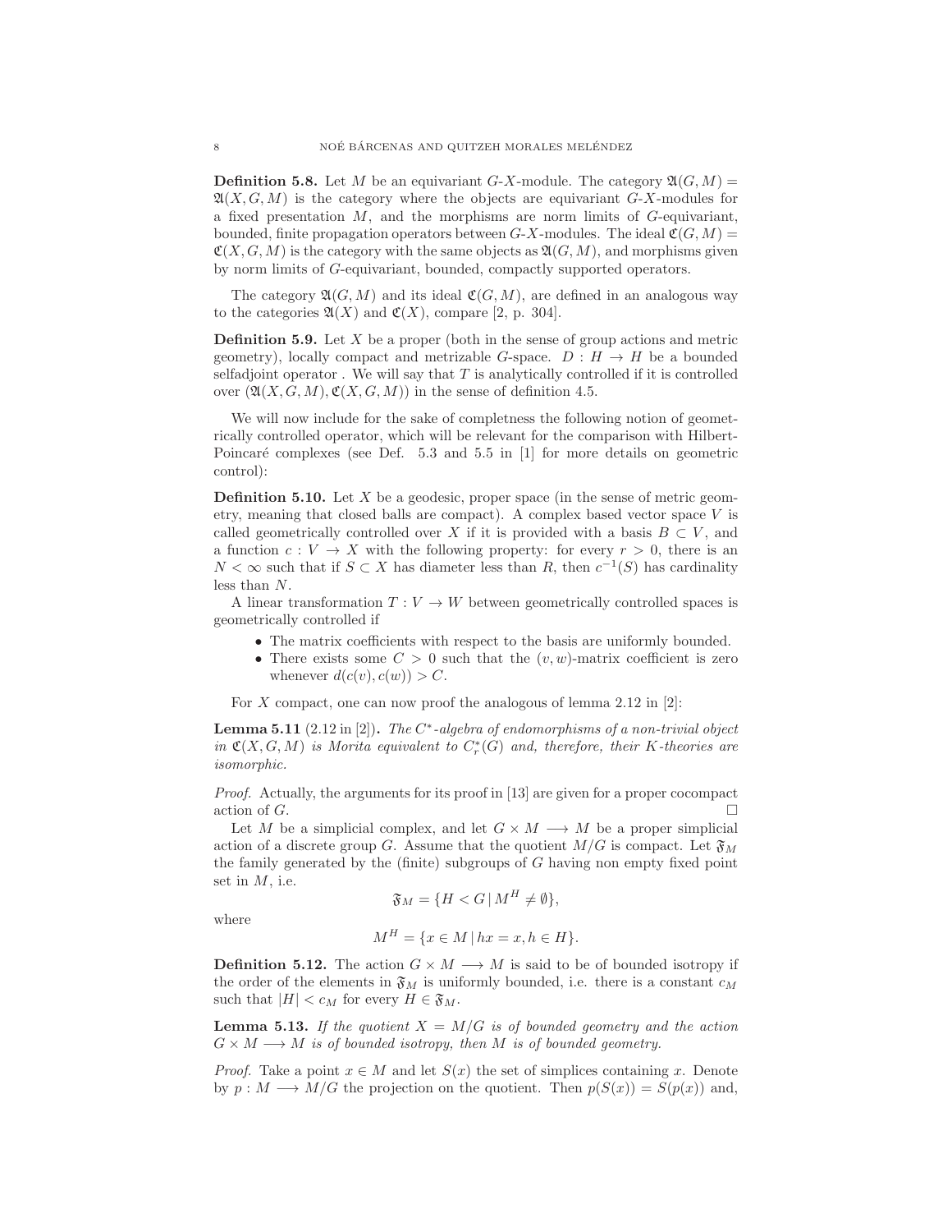**Definition 5.8.** Let $M$ be an equivariant $G$-$X$-module. The category $\mathfrak{A}(G, M) = \mathfrak{A}(X, G, M)$ is the category where the objects are equivariant $G$-$X$-modules for a fixed presentation $M$, and the morphisms are norm limits of $G$-equivariant, bounded, finite propagation operators between $G$-$X$-modules. The ideal $\mathfrak{C}(G, M) = \mathfrak{C}(X, G, M)$ is the category with the same objects as $\mathfrak{A}(G, M)$, and morphisms given by norm limits of $G$-equivariant, bounded, compactly supported operators.

The category $\mathfrak{A}(G, M)$ and its ideal $\mathfrak{C}(G, M)$, are defined in an analogous way to the categories $\mathfrak{A}(X)$ and $\mathfrak{C}(X)$, compare [2, p. 304].

**Definition 5.9.** Let $X$ be a proper (both in the sense of group actions and metric geometry), locally compact and metrizable $G$-space. $D : H \to H$ be a bounded selfadjoint operator . We will say that $T$ is analytically controlled if it is controlled over $(\mathfrak{A}(X, G, M), \mathfrak{C}(X, G, M))$ in the sense of definition 4.5.

We will now include for the sake of completness the following notion of geometrically controlled operator, which will be relevant for the comparison with Hilbert-Poincaré complexes (see Def. 5.3 and 5.5 in [1] for more details on geometric control):

**Definition 5.10.** Let $X$ be a geodesic, proper space (in the sense of metric geometry, meaning that closed balls are compact). A complex based vector space $V$ is called geometrically controlled over $X$ if it is provided with a basis $B \subset V$, and a function $c : V \to X$ with the following property: for every $r > 0$, there is an $N < \infty$ such that if $S \subset X$ has diameter less than $R$, then $c^{-1}(S)$ has cardinality less than $N$.

A linear transformation $T : V \to W$ between geometrically controlled spaces is geometrically controlled if

- The matrix coefficients with respect to the basis are uniformly bounded.
- There exists some $C > 0$ such that the $(v, w)$-matrix coefficient is zero whenever $d(c(v), c(w)) > C$.

For $X$ compact, one can now proof the analogous of lemma 2.12 in [2]:

**Lemma 5.11** (2.12 in [2])**.** *The $C^*$-algebra of endomorphisms of a non-trivial object in $\mathfrak{C}(X, G, M)$ is Morita equivalent to $C^*_r(G)$ and, therefore, their K-theories are isomorphic.*

*Proof.* Actually, the arguments for its proof in [13] are given for a proper cocompact action of $G$. □

Let $M$ be a simplicial complex, and let $G \times M \longrightarrow M$ be a proper simplicial action of a discrete group $G$. Assume that the quotient $M/G$ is compact. Let $\mathfrak{F}_M$ the family generated by the (finite) subgroups of $G$ having non empty fixed point set in $M$, i.e.

$$\mathfrak{F}_M = \{H < G \,|\, M^H \neq \emptyset\},$$

where

$$M^H = \{x \in M \,|\, hx = x, h \in H\}.$$

**Definition 5.12.** The action $G \times M \longrightarrow M$ is said to be of bounded isotropy if the order of the elements in $\mathfrak{F}_M$ is uniformly bounded, i.e. there is a constant $c_M$ such that $|H| < c_M$ for every $H \in \mathfrak{F}_M$.

**Lemma 5.13.** *If the quotient $X = M/G$ is of bounded geometry and the action $G \times M \longrightarrow M$ is of bounded isotropy, then $M$ is of bounded geometry.*

*Proof.* Take a point $x \in M$ and let $S(x)$ the set of simplices containing $x$. Denote by $p : M \longrightarrow M/G$ the projection on the quotient. Then $p(S(x)) = S(p(x))$ and,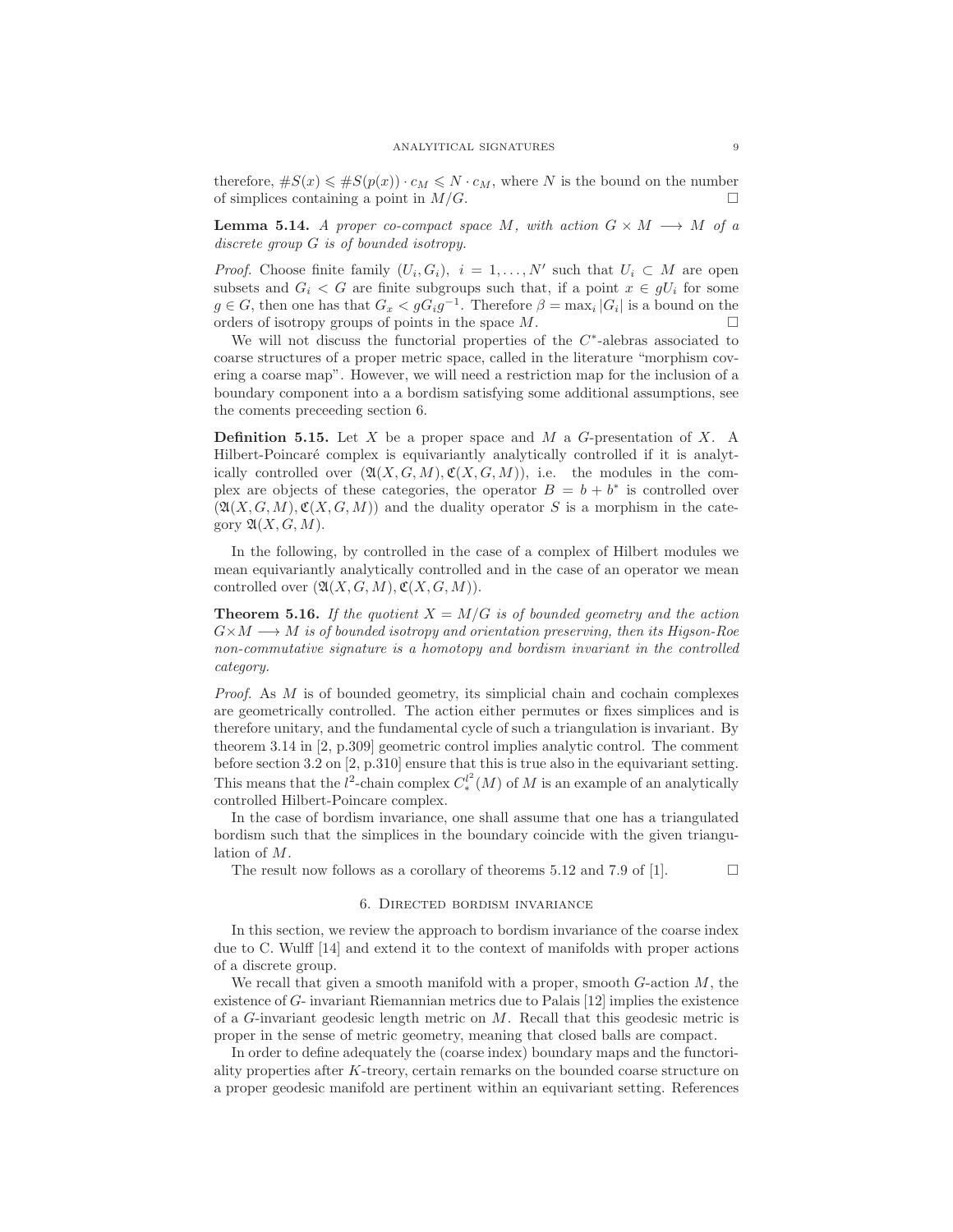therefore, $\#S(x) \leqslant \#S(p(x)) \cdot c_M \leqslant N \cdot c_M$, where $N$ is the bound on the number of simplices containing a point in $M/G$. □

**Lemma 5.14.** *A proper co-compact space $M$, with action $G \times M \longrightarrow M$ of a discrete group $G$ is of bounded isotropy.*

*Proof.* Choose finite family $(U_i, G_i)$, $i = 1, \ldots, N'$ such that $U_i \subset M$ are open subsets and $G_i < G$ are finite subgroups such that, if a point $x \in gU_i$ for some $g \in G$, then one has that $G_x < gG_ig^{-1}$. Therefore $\beta = \max_i |G_i|$ is a bound on the orders of isotropy groups of points in the space $M$. □

We will not discuss the functorial properties of the $C^*$-alebras associated to coarse structures of a proper metric space, called in the literature "morphism covering a coarse map". However, we will need a restriction map for the inclusion of a boundary component into a a bordism satisfying some additional assumptions, see the coments preceeding section 6.

**Definition 5.15.** Let $X$ be a proper space and $M$ a $G$-presentation of $X$. A Hilbert-Poincaré complex is equivariantly analytically controlled if it is analytically controlled over $(\mathfrak{A}(X, G, M), \mathfrak{C}(X, G, M))$, i.e. the modules in the complex are objects of these categories, the operator $B = b + b^*$ is controlled over $(\mathfrak{A}(X, G, M), \mathfrak{C}(X, G, M))$ and the duality operator $S$ is a morphism in the category $\mathfrak{A}(X, G, M)$.

In the following, by controlled in the case of a complex of Hilbert modules we mean equivariantly analytically controlled and in the case of an operator we mean controlled over $(\mathfrak{A}(X, G, M), \mathfrak{C}(X, G, M))$.

**Theorem 5.16.** *If the quotient $X = M/G$ is of bounded geometry and the action $G \times M \longrightarrow M$ is of bounded isotropy and orientation preserving, then its Higson-Roe non-commutative signature is a homotopy and bordism invariant in the controlled category.*

*Proof.* As $M$ is of bounded geometry, its simplicial chain and cochain complexes are geometrically controlled. The action either permutes or fixes simplices and is therefore unitary, and the fundamental cycle of such a triangulation is invariant. By theorem 3.14 in [2, p.309] geometric control implies analytic control. The comment before section 3.2 on [2, p.310] ensure that this is true also in the equivariant setting. This means that the $l^2$-chain complex $C_*^{l^2}(M)$ of $M$ is an example of an analytically controlled Hilbert-Poincare complex.

In the case of bordism invariance, one shall assume that one has a triangulated bordism such that the simplices in the boundary coincide with the given triangulation of $M$.

The result now follows as a corollary of theorems 5.12 and 7.9 of [1]. □

## 6. Directed bordism invariance

In this section, we review the approach to bordism invariance of the coarse index due to C. Wulff [14] and extend it to the context of manifolds with proper actions of a discrete group.

We recall that given a smooth manifold with a proper, smooth $G$-action $M$, the existence of $G$- invariant Riemannian metrics due to Palais [12] implies the existence of a $G$-invariant geodesic length metric on $M$. Recall that this geodesic metric is proper in the sense of metric geometry, meaning that closed balls are compact.

In order to define adequately the (coarse index) boundary maps and the functoriality properties after $K$-treory, certain remarks on the bounded coarse structure on a proper geodesic manifold are pertinent within an equivariant setting. References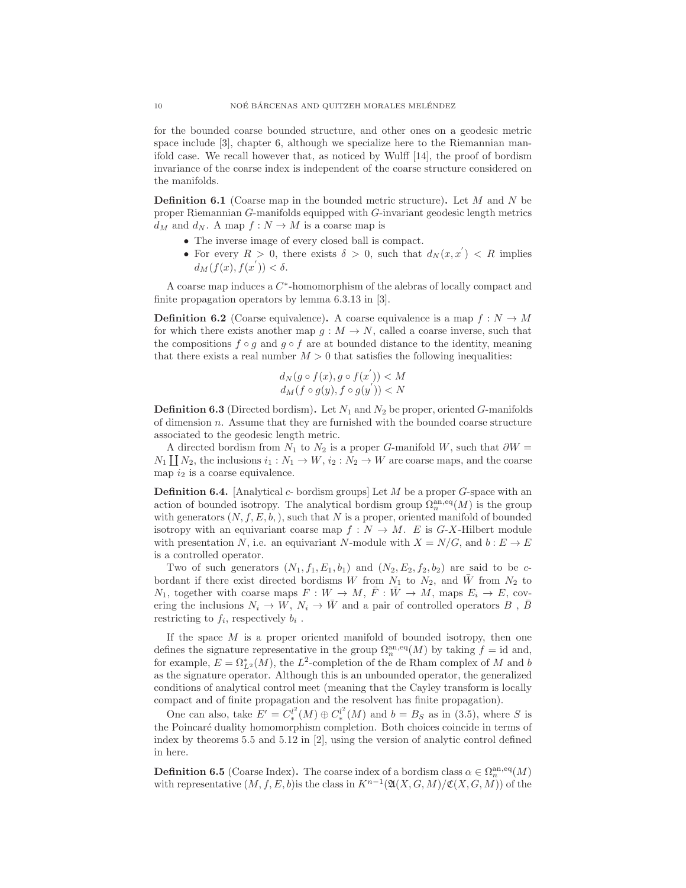for the bounded coarse bounded structure, and other ones on a geodesic metric space include [3], chapter 6, although we specialize here to the Riemannian manifold case. We recall however that, as noticed by Wulff [14], the proof of bordism invariance of the coarse index is independent of the coarse structure considered on the manifolds.

**Definition 6.1** (Coarse map in the bounded metric structure)**.** Let $M$ and $N$ be proper Riemannian $G$-manifolds equipped with $G$-invariant geodesic length metrics $d_M$ and $d_N$. A map $f : N \to M$ is a coarse map is

- The inverse image of every closed ball is compact.
- For every $R > 0$, there exists $\delta > 0$, such that $d_N(x, x^{'}) < R$ implies $d_M(f(x), f(x^{'})) < \delta$.

A coarse map induces a $C^*$-homomorphism of the alebras of locally compact and finite propagation operators by lemma 6.3.13 in [3].

**Definition 6.2** (Coarse equivalence)**.** A coarse equivalence is a map $f : N \to M$ for which there exists another map $g : M \to N$, called a coarse inverse, such that the compositions $f \circ g$ and $g \circ f$ are at bounded distance to the identity, meaning that there exists a real number $M > 0$ that satisfies the following inequalities:

$$
\begin{aligned}
d_N(g \circ f(x), g \circ f(x^{'})) &< M \\
d_M(f \circ g(y), f \circ g(y^{'})) &< N
\end{aligned}
$$

**Definition 6.3** (Directed bordism)**.** Let $N_1$ and $N_2$ be proper, oriented $G$-manifolds of dimension $n$. Assume that they are furnished with the bounded coarse structure associated to the geodesic length metric.

A directed bordism from $N_1$ to $N_2$ is a proper $G$-manifold $W$, such that $\partial W = N_1 \coprod N_2$, the inclusions $i_1 : N_1 \to W$, $i_2 : N_2 \to W$ are coarse maps, and the coarse map $i_2$ is a coarse equivalence.

**Definition 6.4.** [Analytical $c$- bordism groups] Let $M$ be a proper $G$-space with an action of bounded isotropy. The analytical bordism group $\Omega_n^{\mathrm{an,eq}}(M)$ is the group with generators $(N, f, E, b, )$, such that $N$ is a proper, oriented manifold of bounded isotropy with an equivariant coarse map $f : N \to M$. $E$ is $G$-$X$-Hilbert module with presentation $N$, i.e. an equivariant $N$-module with $X = N/G$, and $b : E \to E$ is a controlled operator.

Two of such generators $(N_1, f_1, E_1, b_1)$ and $(N_2, f_2, E_2, b_2)$ are said to be $c$-bordant if there exist directed bordisms $W$ from $N_1$ to $N_2$, and $\bar{W}$ from $N_2$ to $N_1$, together with coarse maps $F : W \to M$, $\bar{F} : \bar{W} \to M$, maps $E_i \to E$, covering the inclusions $N_i \to W$, $N_i \to \bar{W}$ and a pair of controlled operators $B$ , $\bar{B}$ restricting to $f_i$, respectively $b_i$ .

If the space $M$ is a proper oriented manifold of bounded isotropy, then one defines the signature representative in the group $\Omega_n^{\mathrm{an,eq}}(M)$ by taking $f = \mathrm{id}$ and, for example, $E = \Omega_{L^2}^*(M)$, the $L^2$-completion of the de Rham complex of $M$ and $b$ as the signature operator. Although this is an unbounded operator, the generalized conditions of analytical control meet (meaning that the Cayley transform is locally compact and of finite propagation and the resolvent has finite propagation).

One can also, take $E' = C_*^{l^2}(M) \oplus C_*^{l^2}(M)$ and $b = B_S$ as in (3.5), where $S$ is the Poincaré duality homomorphism completion. Both choices coincide in terms of index by theorems 5.5 and 5.12 in [2], using the version of analytic control defined in here.

**Definition 6.5** (Coarse Index)**.** The coarse index of a bordism class $\alpha \in \Omega_n^{\mathrm{an,eq}}(M)$ with representative $(M, f, E, b)$is the class in $K^{n-1}(\mathfrak{A}(X, G, M)/\mathfrak{C}(X, G, M))$ of the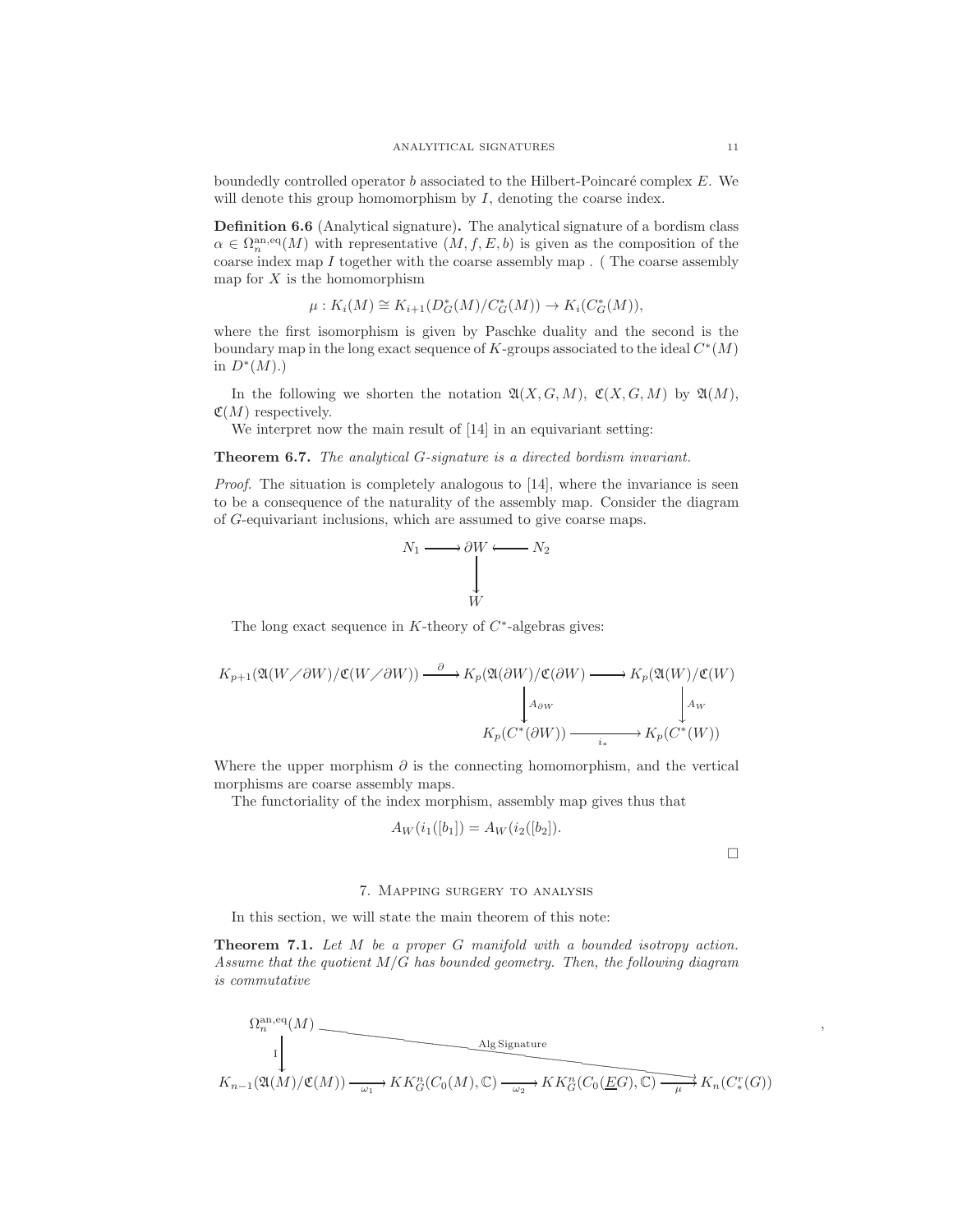boundedly controlled operator $b$ associated to the Hilbert-Poincaré complex $E$. We will denote this group homomorphism by $I$, denoting the coarse index.

**Definition 6.6** (Analytical signature)**.** The analytical signature of a bordism class $\alpha \in \Omega_n^{\text{an,eq}}(M)$ with representative $(M, f, E, b)$ is given as the composition of the coarse index map $I$ together with the coarse assembly map . ( The coarse assembly map for $X$ is the homomorphism

$$\mu : K_i(M) \cong K_{i+1}(D_G^*(M)/C_G^*(M)) \to K_i(C_G^*(M)),$$

where the first isomorphism is given by Paschke duality and the second is the boundary map in the long exact sequence of $K$-groups associated to the ideal $C^*(M)$ in $D^*(M)$.)

In the following we shorten the notation $\mathfrak{A}(X, G, M)$, $\mathfrak{C}(X, G, M)$ by $\mathfrak{A}(M)$, $\mathfrak{C}(M)$ respectively.

We interpret now the main result of [14] in an equivariant setting:

**Theorem 6.7.** *The analytical G-signature is a directed bordism invariant.*

*Proof.* The situation is completely analogous to [14], where the invariance is seen to be a consequence of the naturality of the assembly map. Consider the diagram of $G$-equivariant inclusions, which are assumed to give coarse maps.

$$\begin{array}{ccccc} N_1 & \longrightarrow & \partial W & \longleftarrow & N_2 \\ & & \downarrow & & \\ & & W & & \end{array}$$

The long exact sequence in $K$-theory of $C^*$-algebras gives:

$$\begin{array}{ccccc} K_{p+1}(\mathfrak{A}(W/\partial W)/\mathfrak{C}(W/\partial W)) & \xrightarrow{\partial} & K_p(\mathfrak{A}(\partial W)/\mathfrak{C}(\partial W) & \longrightarrow & K_p(\mathfrak{A}(W)/\mathfrak{C}(W) \\ & & \downarrow A_{\partial W} & & \downarrow A_W \\ & & K_p(C^*(\partial W)) & \xrightarrow{i_*} & K_p(C^*(W)) \end{array}$$

Where the upper morphism $\partial$ is the connecting homomorphism, and the vertical morphisms are coarse assembly maps.

The functoriality of the index morphism, assembly map gives thus that

$$A_W(i_1([b_1]) = A_W(i_2([b_2]).$$

$\square$

## 7. Mapping surgery to analysis

In this section, we will state the main theorem of this note:

**Theorem 7.1.** *Let $M$ be a proper $G$ manifold with a bounded isotropy action. Assume that the quotient $M/G$ has bounded geometry. Then, the following diagram is commutative*

$$\begin{array}{ccccccc} \Omega_n^{\text{an,eq}}(M) & & & \xrightarrow{\text{Alg Signature}} & & & \\ \downarrow \text{I} & & & & & & \\ K_{n-1}(\mathfrak{A}(M)/\mathfrak{C}(M)) & \xrightarrow{\omega_1} & KK_G^n(C_0(M), \mathbb{C}) & \xrightarrow{\omega_2} & KK_G^n(C_0(\underline{E}G), \mathbb{C}) & \xrightarrow{\mu} & K_n(C_*^r(G)) \end{array}$$

,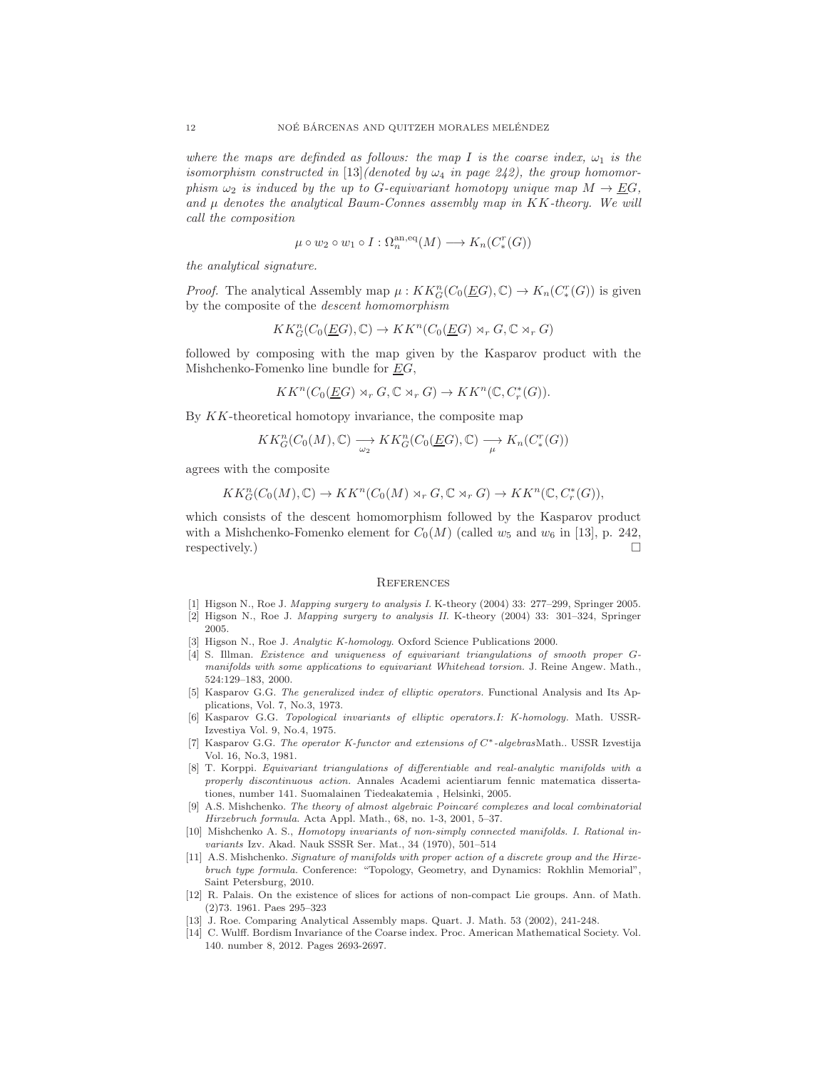*where the maps are definded as follows: the map $I$ is the coarse index, $\omega_1$ is the isomorphism constructed in [13](denoted by $\omega_4$ in page 242), the group homomorphism $\omega_2$ is induced by the up to $G$-equivariant homotopy unique map $M \to \underline{E}G$, and $\mu$ denotes the analytical Baum-Connes assembly map in $KK$-theory. We will call the composition*

$$\mu \circ w_2 \circ w_1 \circ I : \Omega_n^{\mathrm{an,eq}}(M) \longrightarrow K_n(C_*^r(G))$$

*the analytical signature.*

*Proof.* The analytical Assembly map $\mu : KK_G^n(C_0(\underline{E}G), \mathbb{C}) \to K_n(C_*^r(G))$ is given by the composite of the *descent homomorphism*

$$KK_G^n(C_0(\underline{E}G), \mathbb{C}) \to KK^n(C_0(\underline{E}G) \rtimes_r G, \mathbb{C} \rtimes_r G)$$

followed by composing with the map given by the Kasparov product with the Mishchenko-Fomenko line bundle for $\underline{E}G$,

$$KK^n(C_0(\underline{E}G) \rtimes_r G, \mathbb{C} \rtimes_r G) \to KK^n(\mathbb{C}, C_r^*(G)).$$

By $KK$-theoretical homotopy invariance, the composite map

$$KK_G^n(C_0(M), \mathbb{C}) \underset{\omega_2}{\longrightarrow} KK_G^n(C_0(\underline{E}G), \mathbb{C}) \underset{\mu}{\longrightarrow} K_n(C_*^r(G))$$

agrees with the composite

$$KK_G^n(C_0(M), \mathbb{C}) \to KK^n(C_0(M) \rtimes_r G, \mathbb{C} \rtimes_r G) \to KK^n(\mathbb{C}, C_r^*(G)),$$

which consists of the descent homomorphism followed by the Kasparov product with a Mishchenko-Fomenko element for $C_0(M)$ (called $w_5$ and $w_6$ in [13], p. 242, respectively.) □

## References

[1] Higson N., Roe J. *Mapping surgery to analysis I.* K-theory (2004) 33: 277–299, Springer 2005.

[2] Higson N., Roe J. *Mapping surgery to analysis II.* K-theory (2004) 33: 301–324, Springer 2005.

[3] Higson N., Roe J. *Analytic K-homology.* Oxford Science Publications 2000.

[4] S. Illman. *Existence and uniqueness of equivariant triangulations of smooth proper G-manifolds with some applications to equivariant Whitehead torsion.* J. Reine Angew. Math., 524:129–183, 2000.

[5] Kasparov G.G. *The generalized index of elliptic operators.* Functional Analysis and Its Applications, Vol. 7, No.3, 1973.

[6] Kasparov G.G. *Topological invariants of elliptic operators.I: K-homology.* Math. USSR-Izvestiya Vol. 9, No.4, 1975.

[7] Kasparov G.G. *The operator K-functor and extensions of $C^*$-algebras*Math.. USSR Izvestija Vol. 16, No.3, 1981.

[8] T. Korppi. *Equivariant triangulations of differentiable and real-analytic manifolds with a properly discontinuous action.* Annales Academi acientiarum fennic matematica dissertationes, number 141. Suomalainen Tiedeakatemia , Helsinki, 2005.

[9] A.S. Mishchenko. *The theory of almost algebraic Poincaré complexes and local combinatorial Hirzebruch formula.* Acta Appl. Math., 68, no. 1-3, 2001, 5–37.

[10] Mishchenko A. S., *Homotopy invariants of non-simply connected manifolds. I. Rational invariants* Izv. Akad. Nauk SSSR Ser. Mat., 34 (1970), 501–514

[11] A.S. Mishchenko. *Signature of manifolds with proper action of a discrete group and the Hirzebruch type formula.* Conference: "Topology, Geometry, and Dynamics: Rokhlin Memorial", Saint Petersburg, 2010.

[12] R. Palais. On the existence of slices for actions of non-compact Lie groups. Ann. of Math. (2)73. 1961. Paes 295–323

[13] J. Roe. Comparing Analytical Assembly maps. Quart. J. Math. 53 (2002), 241-248.

[14] C. Wulff. Bordism Invariance of the Coarse index. Proc. American Mathematical Society. Vol. 140. number 8, 2012. Pages 2693-2697.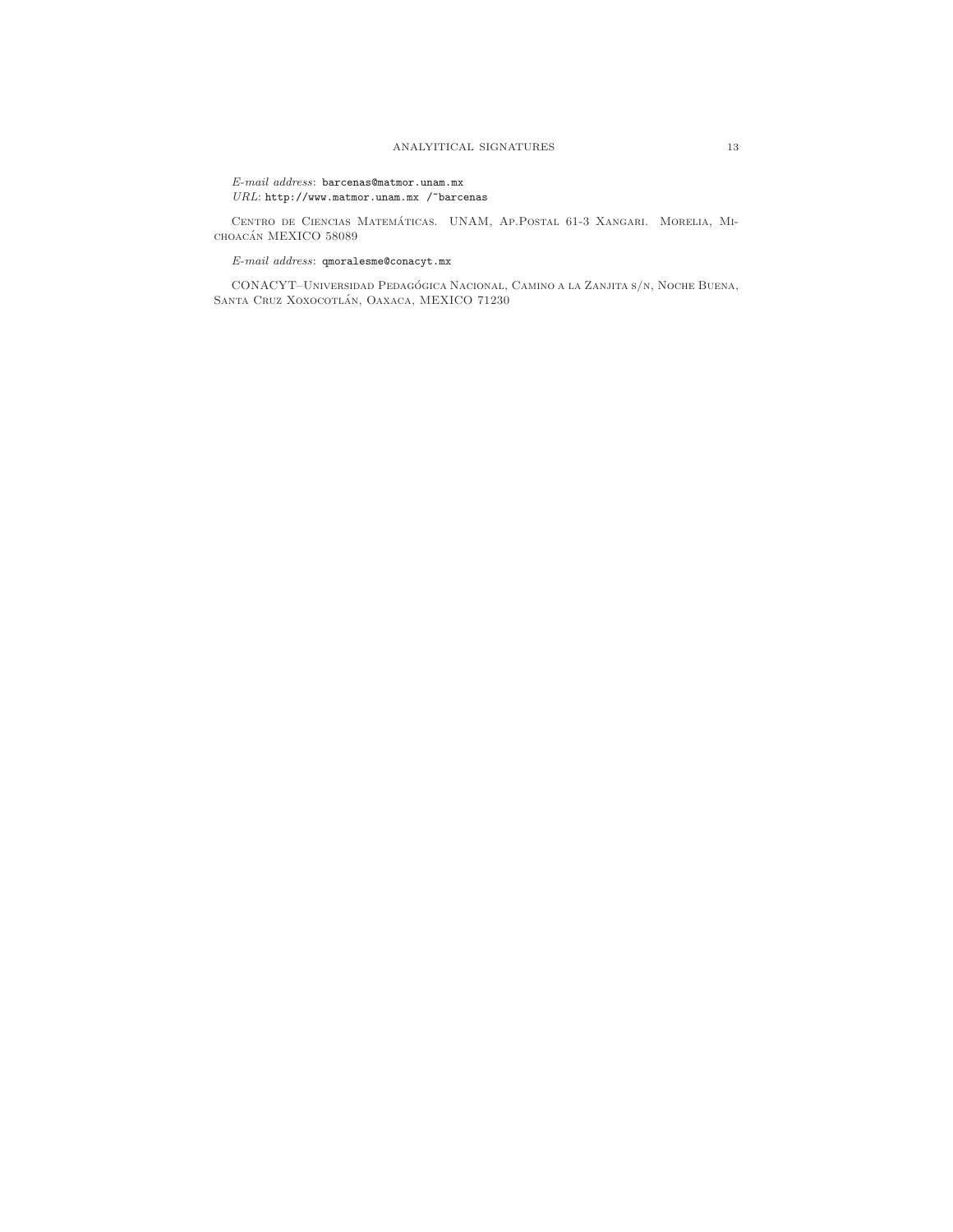*E-mail address*: barcenas@matmor.unam.mx
*URL*: http://www.matmor.unam.mx /~barcenas

Centro de Ciencias Matemáticas. UNAM, Ap.Postal 61-3 Xangari. Morelia, Michoacán MEXICO 58089

*E-mail address*: qmoralesme@conacyt.mx

CONACYT–Universidad Pedagógica Nacional, Camino a la Zanjita s/n, Noche Buena, Santa Cruz Xoxocotlán, Oaxaca, MEXICO 71230